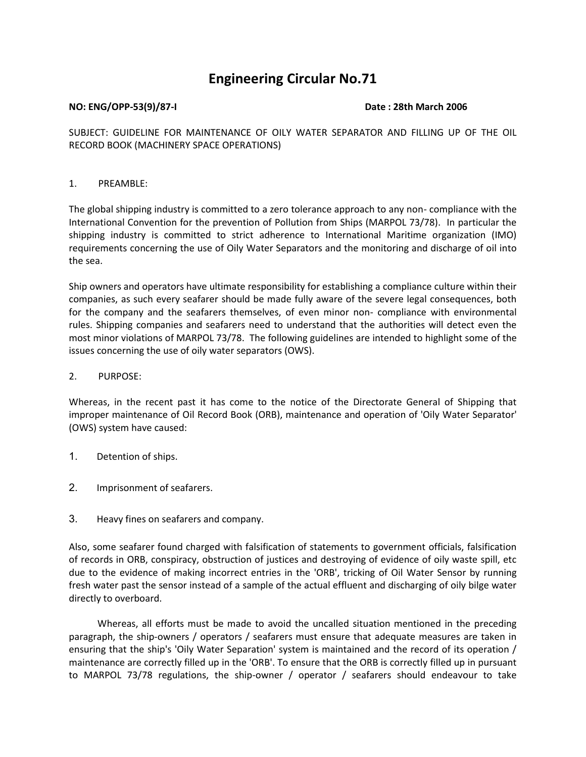# Engineering Circular No.71

**NO: ENG/OPP-53(9)/87-I** **Date : 28th March 2006**

SUBJECT: GUIDELINE FOR MAINTENANCE OF OILY WATER SEPARATOR AND FILLING UP OF THE OIL RECORD BOOK (MACHINERY SPACE OPERATIONS)

1. PREAMBLE:

The global shipping industry is committed to a zero tolerance approach to any non- compliance with the International Convention for the prevention of Pollution from Ships (MARPOL 73/78). In particular the shipping industry is committed to strict adherence to International Maritime organization (IMO) requirements concerning the use of Oily Water Separators and the monitoring and discharge of oil into the sea.

Ship owners and operators have ultimate responsibility for establishing a compliance culture within their companies, as such every seafarer should be made fully aware of the severe legal consequences, both for the company and the seafarers themselves, of even minor non- compliance with environmental rules. Shipping companies and seafarers need to understand that the authorities will detect even the most minor violations of MARPOL 73/78. The following guidelines are intended to highlight some of the issues concerning the use of oily water separators (OWS).

2. PURPOSE:

Whereas, in the recent past it has come to the notice of the Directorate General of Shipping that improper maintenance of Oil Record Book (ORB), maintenance and operation of 'Oily Water Separator' (OWS) system have caused:

1. Detention of ships.
2. Imprisonment of seafarers.
3. Heavy fines on seafarers and company.

Also, some seafarer found charged with falsification of statements to government officials, falsification of records in ORB, conspiracy, obstruction of justices and destroying of evidence of oily waste spill, etc due to the evidence of making incorrect entries in the 'ORB', tricking of Oil Water Sensor by running fresh water past the sensor instead of a sample of the actual effluent and discharging of oily bilge water directly to overboard.

Whereas, all efforts must be made to avoid the uncalled situation mentioned in the preceding paragraph, the ship-owners / operators / seafarers must ensure that adequate measures are taken in ensuring that the ship's 'Oily Water Separation' system is maintained and the record of its operation / maintenance are correctly filled up in the 'ORB'. To ensure that the ORB is correctly filled up in pursuant to MARPOL 73/78 regulations, the ship-owner / operator / seafarers should endeavour to take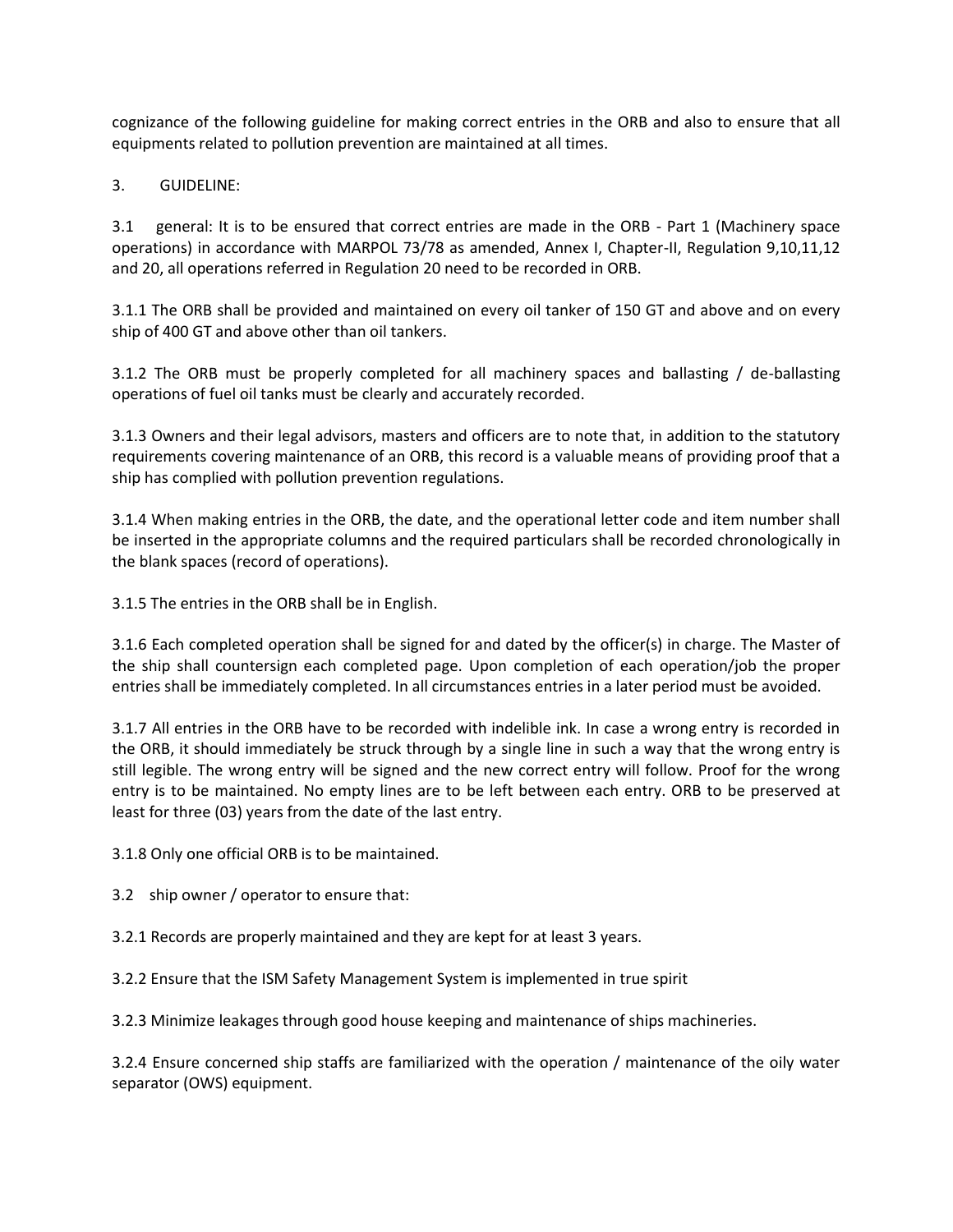cognizance of the following guideline for making correct entries in the ORB and also to ensure that all equipments related to pollution prevention are maintained at all times.

3. GUIDELINE:

3.1 general: It is to be ensured that correct entries are made in the ORB - Part 1 (Machinery space operations) in accordance with MARPOL 73/78 as amended, Annex I, Chapter-II, Regulation 9,10,11,12 and 20, all operations referred in Regulation 20 need to be recorded in ORB.

3.1.1 The ORB shall be provided and maintained on every oil tanker of 150 GT and above and on every ship of 400 GT and above other than oil tankers.

3.1.2 The ORB must be properly completed for all machinery spaces and ballasting / de-ballasting operations of fuel oil tanks must be clearly and accurately recorded.

3.1.3 Owners and their legal advisors, masters and officers are to note that, in addition to the statutory requirements covering maintenance of an ORB, this record is a valuable means of providing proof that a ship has complied with pollution prevention regulations.

3.1.4 When making entries in the ORB, the date, and the operational letter code and item number shall be inserted in the appropriate columns and the required particulars shall be recorded chronologically in the blank spaces (record of operations).

3.1.5 The entries in the ORB shall be in English.

3.1.6 Each completed operation shall be signed for and dated by the officer(s) in charge. The Master of the ship shall countersign each completed page. Upon completion of each operation/job the proper entries shall be immediately completed. In all circumstances entries in a later period must be avoided.

3.1.7 All entries in the ORB have to be recorded with indelible ink. In case a wrong entry is recorded in the ORB, it should immediately be struck through by a single line in such a way that the wrong entry is still legible. The wrong entry will be signed and the new correct entry will follow. Proof for the wrong entry is to be maintained. No empty lines are to be left between each entry. ORB to be preserved at least for three (03) years from the date of the last entry.

3.1.8 Only one official ORB is to be maintained.

3.2 ship owner / operator to ensure that:

3.2.1 Records are properly maintained and they are kept for at least 3 years.

3.2.2 Ensure that the ISM Safety Management System is implemented in true spirit

3.2.3 Minimize leakages through good house keeping and maintenance of ships machineries.

3.2.4 Ensure concerned ship staffs are familiarized with the operation / maintenance of the oily water separator (OWS) equipment.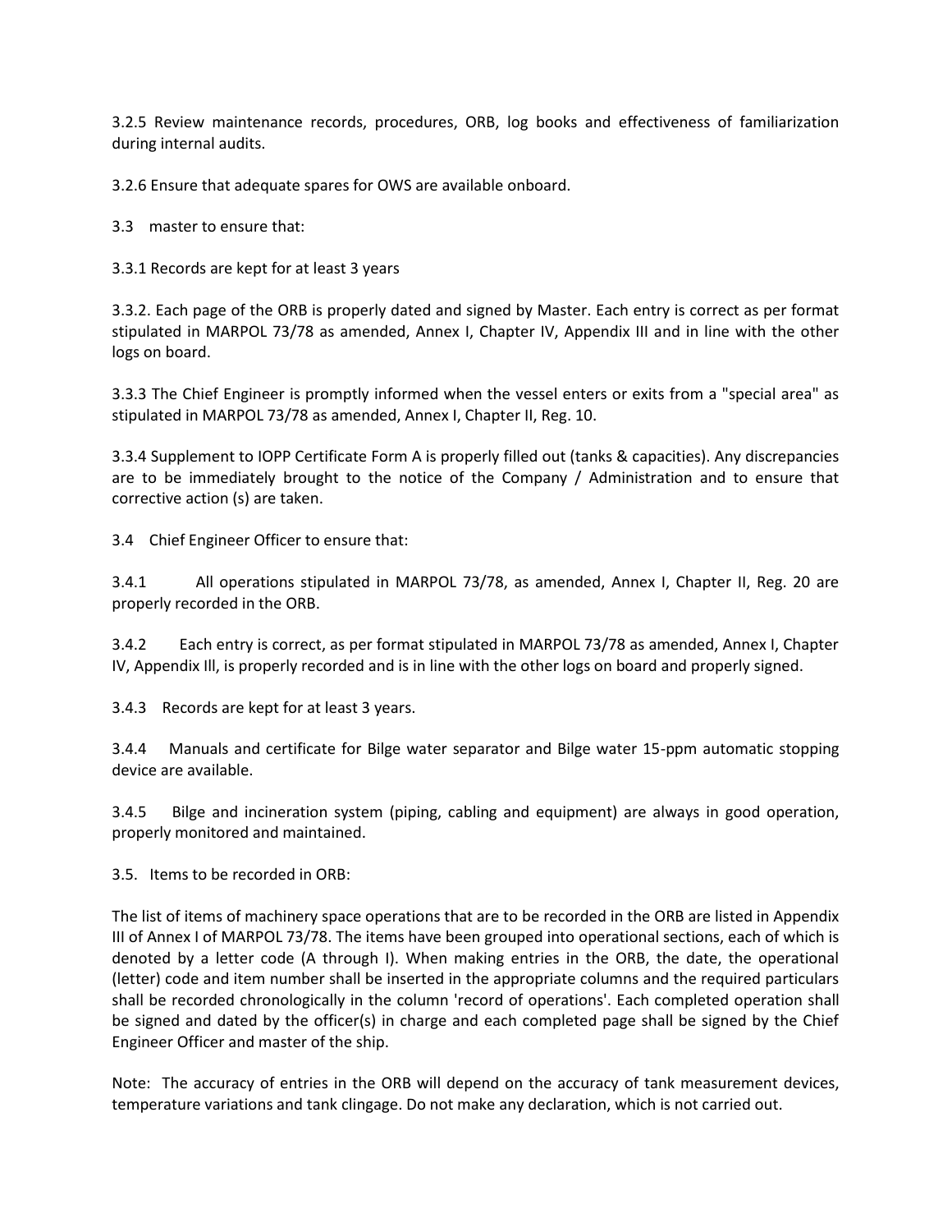3.2.5 Review maintenance records, procedures, ORB, log books and effectiveness of familiarization during internal audits.

3.2.6 Ensure that adequate spares for OWS are available onboard.

3.3 master to ensure that:

3.3.1 Records are kept for at least 3 years

3.3.2. Each page of the ORB is properly dated and signed by Master. Each entry is correct as per format stipulated in MARPOL 73/78 as amended, Annex I, Chapter IV, Appendix III and in line with the other logs on board.

3.3.3 The Chief Engineer is promptly informed when the vessel enters or exits from a "special area" as stipulated in MARPOL 73/78 as amended, Annex I, Chapter II, Reg. 10.

3.3.4 Supplement to IOPP Certificate Form A is properly filled out (tanks & capacities). Any discrepancies are to be immediately brought to the notice of the Company / Administration and to ensure that corrective action (s) are taken.

3.4 Chief Engineer Officer to ensure that:

3.4.1 All operations stipulated in MARPOL 73/78, as amended, Annex I, Chapter II, Reg. 20 are properly recorded in the ORB.

3.4.2 Each entry is correct, as per format stipulated in MARPOL 73/78 as amended, Annex I, Chapter IV, Appendix Ill, is properly recorded and is in line with the other logs on board and properly signed.

3.4.3 Records are kept for at least 3 years.

3.4.4 Manuals and certificate for Bilge water separator and Bilge water 15-ppm automatic stopping device are available.

3.4.5 Bilge and incineration system (piping, cabling and equipment) are always in good operation, properly monitored and maintained.

3.5. Items to be recorded in ORB:

The list of items of machinery space operations that are to be recorded in the ORB are listed in Appendix III of Annex I of MARPOL 73/78. The items have been grouped into operational sections, each of which is denoted by a letter code (A through I). When making entries in the ORB, the date, the operational (letter) code and item number shall be inserted in the appropriate columns and the required particulars shall be recorded chronologically in the column 'record of operations'. Each completed operation shall be signed and dated by the officer(s) in charge and each completed page shall be signed by the Chief Engineer Officer and master of the ship.

Note: The accuracy of entries in the ORB will depend on the accuracy of tank measurement devices, temperature variations and tank clingage. Do not make any declaration, which is not carried out.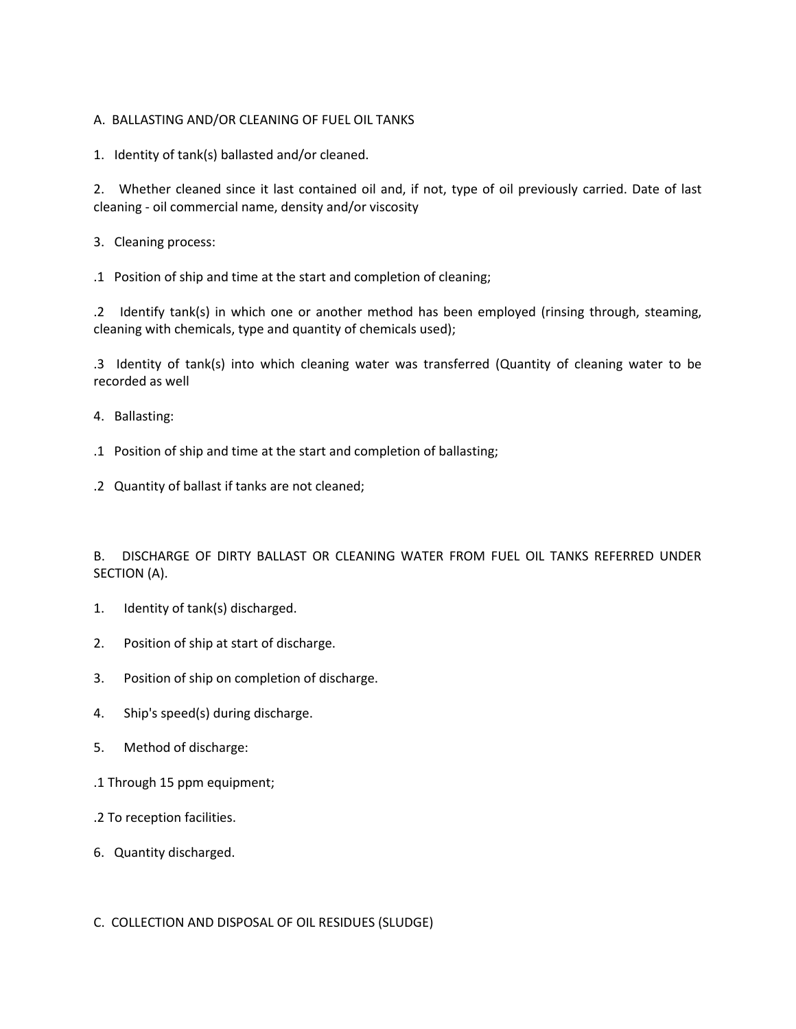A. BALLASTING AND/OR CLEANING OF FUEL OIL TANKS

1. Identity of tank(s) ballasted and/or cleaned.

2. Whether cleaned since it last contained oil and, if not, type of oil previously carried. Date of last cleaning - oil commercial name, density and/or viscosity

3. Cleaning process:

.1 Position of ship and time at the start and completion of cleaning;

.2 Identify tank(s) in which one or another method has been employed (rinsing through, steaming, cleaning with chemicals, type and quantity of chemicals used);

.3 Identity of tank(s) into which cleaning water was transferred (Quantity of cleaning water to be recorded as well

4. Ballasting:

.1 Position of ship and time at the start and completion of ballasting;

.2 Quantity of ballast if tanks are not cleaned;

B. DISCHARGE OF DIRTY BALLAST OR CLEANING WATER FROM FUEL OIL TANKS REFERRED UNDER SECTION (A).

1. Identity of tank(s) discharged.

2. Position of ship at start of discharge.

3. Position of ship on completion of discharge.

4. Ship's speed(s) during discharge.

5. Method of discharge:

.1 Through 15 ppm equipment;

.2 To reception facilities.

6. Quantity discharged.

C. COLLECTION AND DISPOSAL OF OIL RESIDUES (SLUDGE)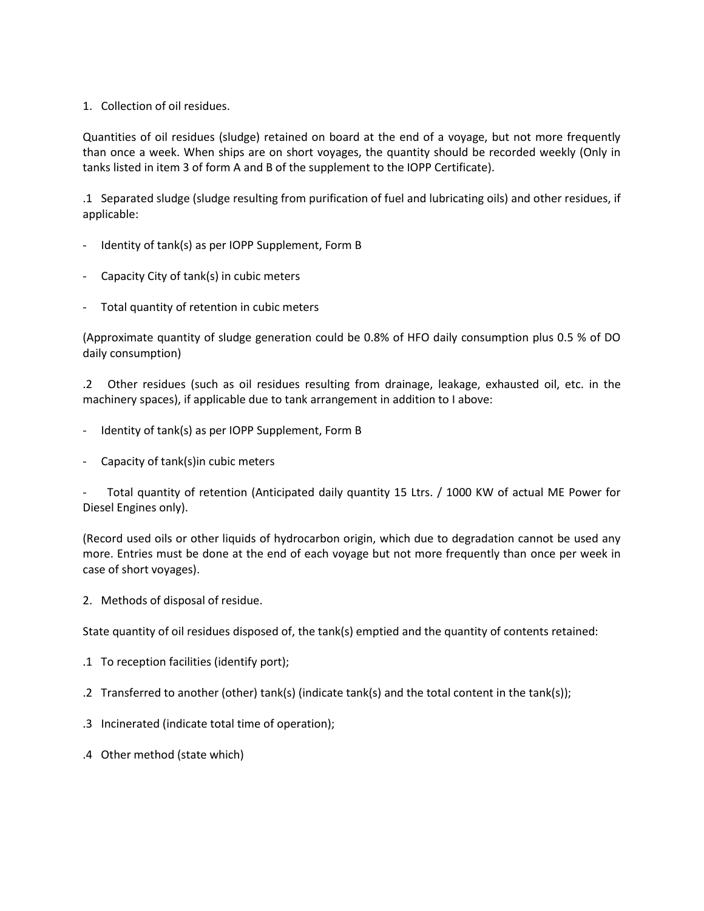1. Collection of oil residues.

Quantities of oil residues (sludge) retained on board at the end of a voyage, but not more frequently than once a week. When ships are on short voyages, the quantity should be recorded weekly (Only in tanks listed in item 3 of form A and B of the supplement to the IOPP Certificate).

.1 Separated sludge (sludge resulting from purification of fuel and lubricating oils) and other residues, if applicable:

- Identity of tank(s) as per IOPP Supplement, Form B
- Capacity City of tank(s) in cubic meters
- Total quantity of retention in cubic meters

(Approximate quantity of sludge generation could be 0.8% of HFO daily consumption plus 0.5 % of DO daily consumption)

.2 Other residues (such as oil residues resulting from drainage, leakage, exhausted oil, etc. in the machinery spaces), if applicable due to tank arrangement in addition to I above:

- Identity of tank(s) as per IOPP Supplement, Form B
- Capacity of tank(s)in cubic meters
- Total quantity of retention (Anticipated daily quantity 15 Ltrs. / 1000 KW of actual ME Power for Diesel Engines only).

(Record used oils or other liquids of hydrocarbon origin, which due to degradation cannot be used any more. Entries must be done at the end of each voyage but not more frequently than once per week in case of short voyages).

2. Methods of disposal of residue.

State quantity of oil residues disposed of, the tank(s) emptied and the quantity of contents retained:

.1 To reception facilities (identify port);

.2 Transferred to another (other) tank(s) (indicate tank(s) and the total content in the tank(s));

.3 Incinerated (indicate total time of operation);

.4 Other method (state which)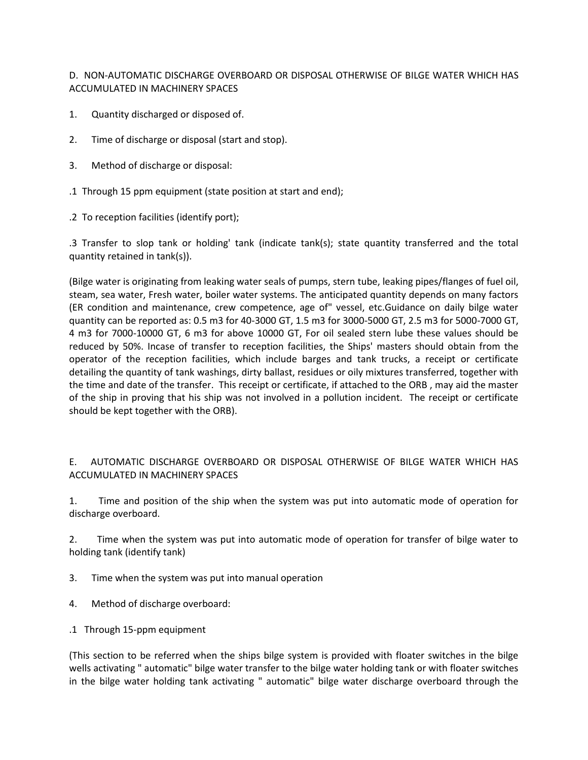D. NON-AUTOMATIC DISCHARGE OVERBOARD OR DISPOSAL OTHERWISE OF BILGE WATER WHICH HAS ACCUMULATED IN MACHINERY SPACES

1. Quantity discharged or disposed of.

2. Time of discharge or disposal (start and stop).

3. Method of discharge or disposal:

.1 Through 15 ppm equipment (state position at start and end);

.2 To reception facilities (identify port);

.3 Transfer to slop tank or holding' tank (indicate tank(s); state quantity transferred and the total quantity retained in tank(s)).

(Bilge water is originating from leaking water seals of pumps, stern tube, leaking pipes/flanges of fuel oil, steam, sea water, Fresh water, boiler water systems. The anticipated quantity depends on many factors (ER condition and maintenance, crew competence, age of" vessel, etc.Guidance on daily bilge water quantity can be reported as: 0.5 m3 for 40-3000 GT, 1.5 m3 for 3000-5000 GT, 2.5 m3 for 5000-7000 GT, 4 m3 for 7000-10000 GT, 6 m3 for above 10000 GT, For oil sealed stern lube these values should be reduced by 50%. Incase of transfer to reception facilities, the Ships' masters should obtain from the operator of the reception facilities, which include barges and tank trucks, a receipt or certificate detailing the quantity of tank washings, dirty ballast, residues or oily mixtures transferred, together with the time and date of the transfer. This receipt or certificate, if attached to the ORB , may aid the master of the ship in proving that his ship was not involved in a pollution incident. The receipt or certificate should be kept together with the ORB).

E. AUTOMATIC DISCHARGE OVERBOARD OR DISPOSAL OTHERWISE OF BILGE WATER WHICH HAS ACCUMULATED IN MACHINERY SPACES

1. Time and position of the ship when the system was put into automatic mode of operation for discharge overboard.

2. Time when the system was put into automatic mode of operation for transfer of bilge water to holding tank (identify tank)

3. Time when the system was put into manual operation

4. Method of discharge overboard:

.1 Through 15-ppm equipment

(This section to be referred when the ships bilge system is provided with floater switches in the bilge wells activating " automatic" bilge water transfer to the bilge water holding tank or with floater switches in the bilge water holding tank activating " automatic" bilge water discharge overboard through the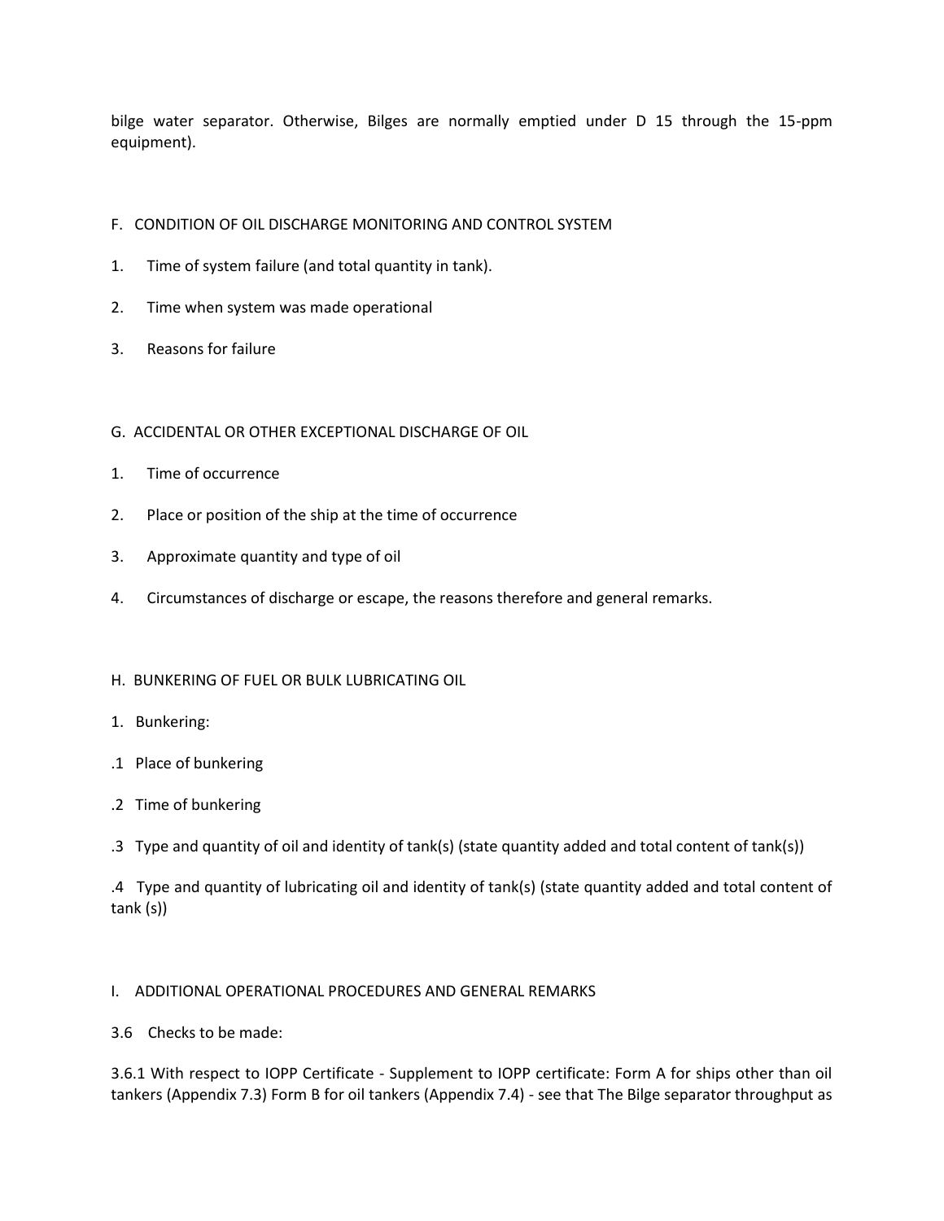bilge water separator. Otherwise, Bilges are normally emptied under D 15 through the 15-ppm equipment).

F. CONDITION OF OIL DISCHARGE MONITORING AND CONTROL SYSTEM

1. Time of system failure (and total quantity in tank).

2. Time when system was made operational

3. Reasons for failure

G. ACCIDENTAL OR OTHER EXCEPTIONAL DISCHARGE OF OIL

1. Time of occurrence

2. Place or position of the ship at the time of occurrence

3. Approximate quantity and type of oil

4. Circumstances of discharge or escape, the reasons therefore and general remarks.

H. BUNKERING OF FUEL OR BULK LUBRICATING OIL

1. Bunkering:

.1 Place of bunkering

.2 Time of bunkering

.3 Type and quantity of oil and identity of tank(s) (state quantity added and total content of tank(s))

.4 Type and quantity of lubricating oil and identity of tank(s) (state quantity added and total content of tank (s))

I. ADDITIONAL OPERATIONAL PROCEDURES AND GENERAL REMARKS

3.6 Checks to be made:

3.6.1 With respect to IOPP Certificate - Supplement to IOPP certificate: Form A for ships other than oil tankers (Appendix 7.3) Form B for oil tankers (Appendix 7.4) - see that The Bilge separator throughput as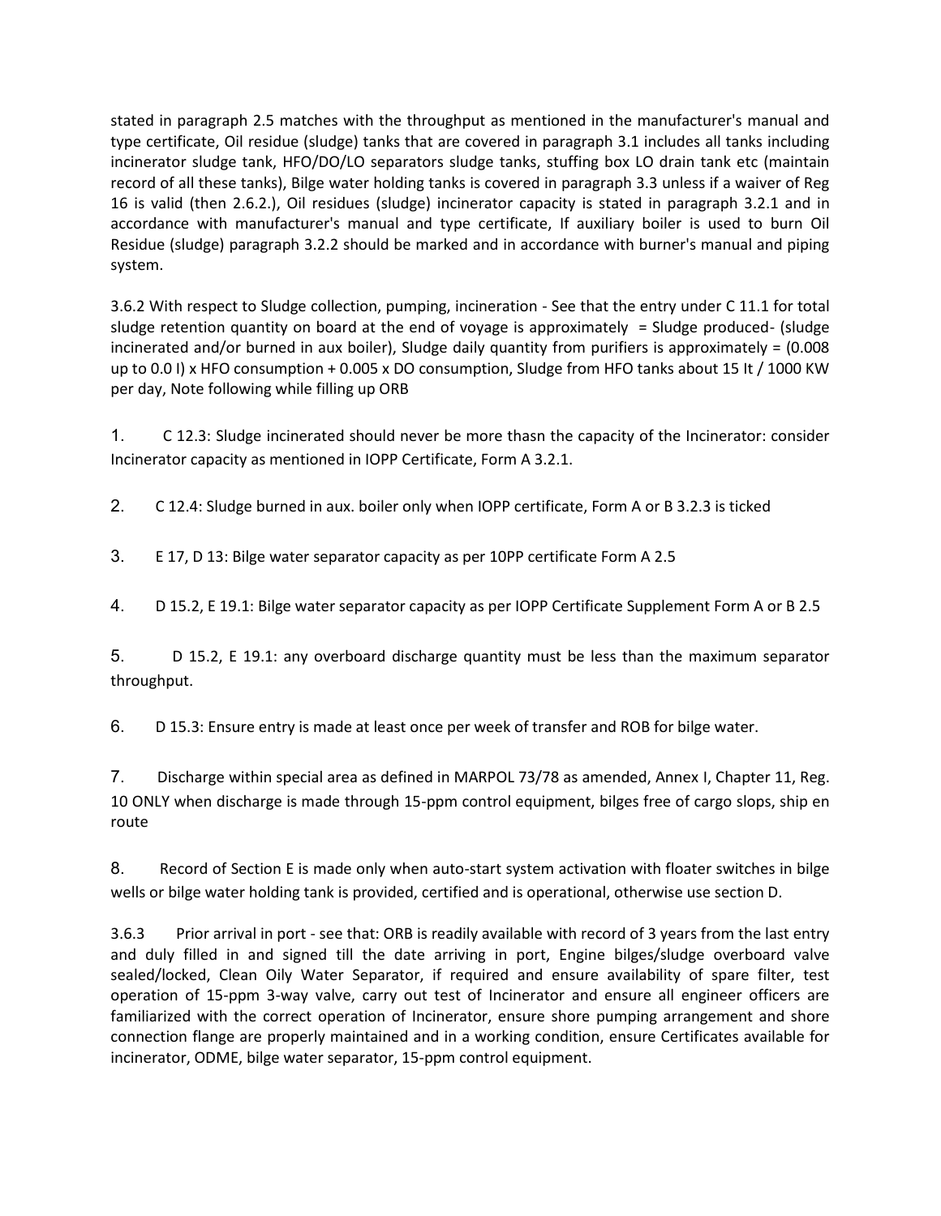stated in paragraph 2.5 matches with the throughput as mentioned in the manufacturer's manual and type certificate, Oil residue (sludge) tanks that are covered in paragraph 3.1 includes all tanks including incinerator sludge tank, HFO/DO/LO separators sludge tanks, stuffing box LO drain tank etc (maintain record of all these tanks), Bilge water holding tanks is covered in paragraph 3.3 unless if a waiver of Reg 16 is valid (then 2.6.2.), Oil residues (sludge) incinerator capacity is stated in paragraph 3.2.1 and in accordance with manufacturer's manual and type certificate, If auxiliary boiler is used to burn Oil Residue (sludge) paragraph 3.2.2 should be marked and in accordance with burner's manual and piping system.

3.6.2 With respect to Sludge collection, pumping, incineration - See that the entry under C 11.1 for total sludge retention quantity on board at the end of voyage is approximately = Sludge produced- (sludge incinerated and/or burned in aux boiler), Sludge daily quantity from purifiers is approximately = (0.008 up to 0.0 I) x HFO consumption + 0.005 x DO consumption, Sludge from HFO tanks about 15 lt / 1000 KW per day, Note following while filling up ORB

1. C 12.3: Sludge incinerated should never be more thasn the capacity of the Incinerator: consider Incinerator capacity as mentioned in IOPP Certificate, Form A 3.2.1.

2. C 12.4: Sludge burned in aux. boiler only when IOPP certificate, Form A or B 3.2.3 is ticked

3. E 17, D 13: Bilge water separator capacity as per 10PP certificate Form A 2.5

4. D 15.2, E 19.1: Bilge water separator capacity as per IOPP Certificate Supplement Form A or B 2.5

5. D 15.2, E 19.1: any overboard discharge quantity must be less than the maximum separator throughput.

6. D 15.3: Ensure entry is made at least once per week of transfer and ROB for bilge water.

7. Discharge within special area as defined in MARPOL 73/78 as amended, Annex I, Chapter 11, Reg. 10 ONLY when discharge is made through 15-ppm control equipment, bilges free of cargo slops, ship en route

8. Record of Section E is made only when auto-start system activation with floater switches in bilge wells or bilge water holding tank is provided, certified and is operational, otherwise use section D.

3.6.3 Prior arrival in port - see that: ORB is readily available with record of 3 years from the last entry and duly filled in and signed till the date arriving in port, Engine bilges/sludge overboard valve sealed/locked, Clean Oily Water Separator, if required and ensure availability of spare filter, test operation of 15-ppm 3-way valve, carry out test of Incinerator and ensure all engineer officers are familiarized with the correct operation of Incinerator, ensure shore pumping arrangement and shore connection flange are properly maintained and in a working condition, ensure Certificates available for incinerator, ODME, bilge water separator, 15-ppm control equipment.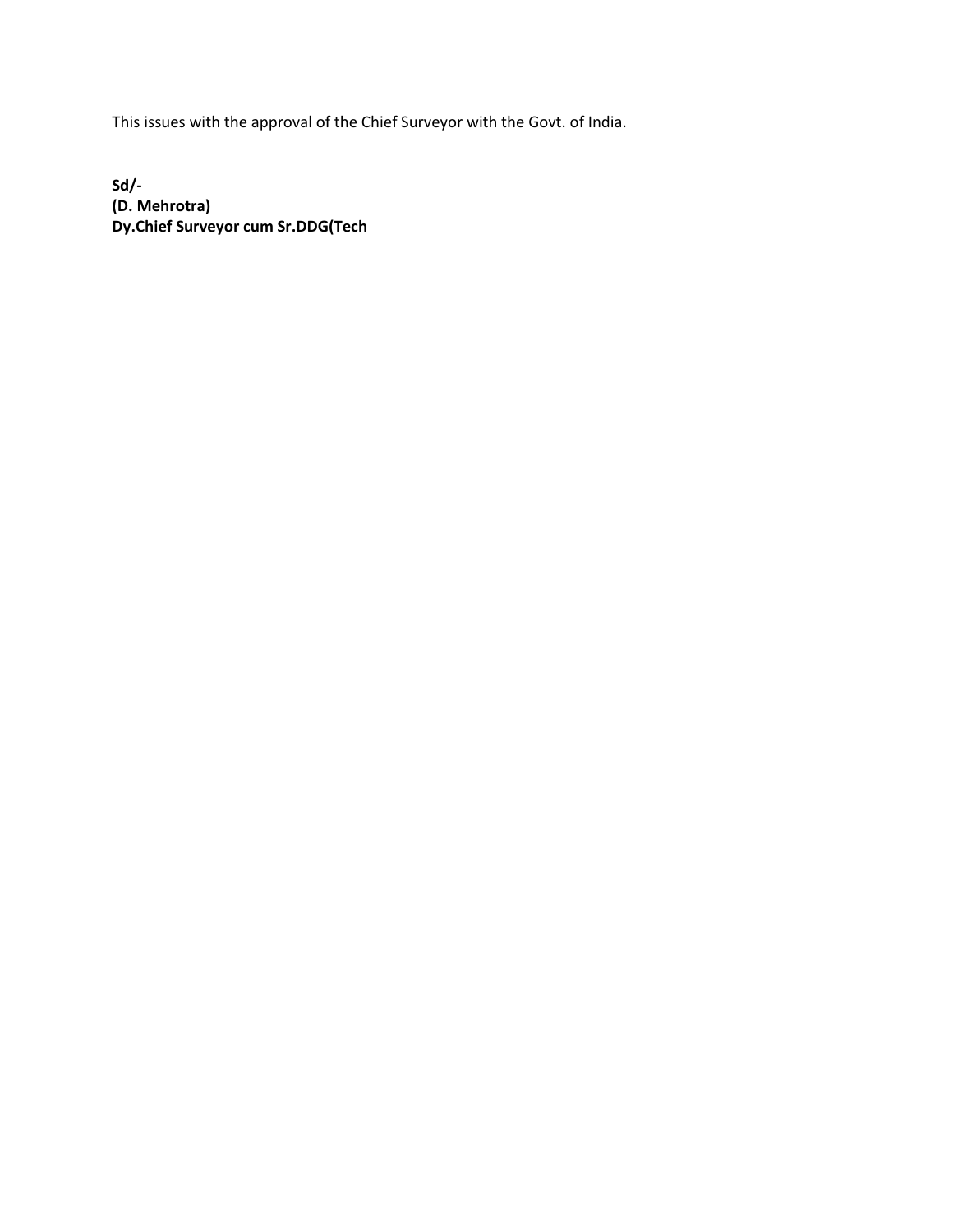This issues with the approval of the Chief Surveyor with the Govt. of India.

**Sd/-**
**(D. Mehrotra)**
**Dy.Chief Surveyor cum Sr.DDG(Tech**